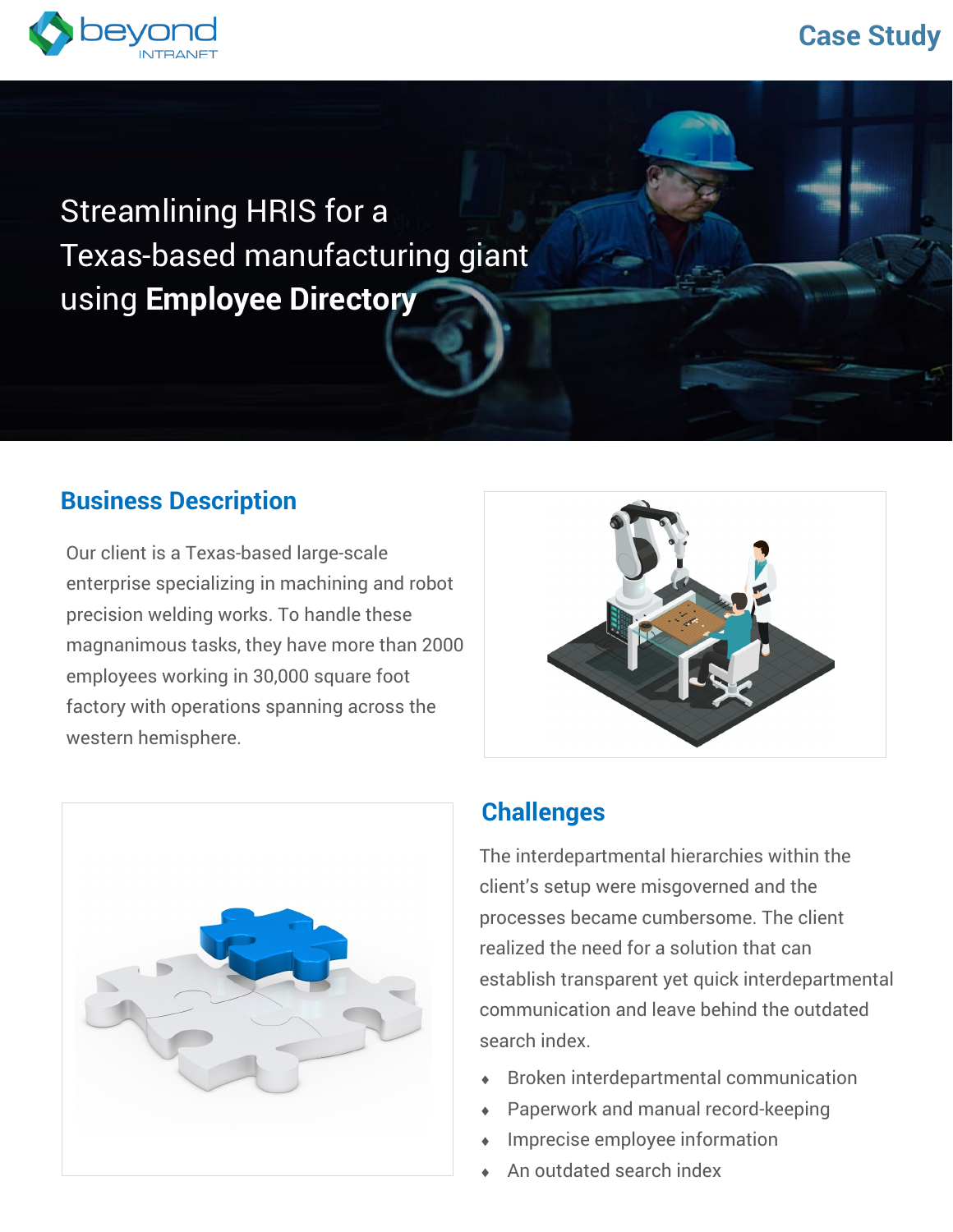Case Study

# Streamlining HRIS for a Texas-based manufacturing giant using **Employee Directory**

## Business Description

Our client is a Texas-based large-scale enterprise specializing in machining and robot precision welding works. To handle these magnanimous tasks, they have more than 2000 employees working in 30,000 square foot factory with operations spanning across the western hemisphere.

## Challenges

The interdepartmental hierarchies within the client's setup were misgoverned and the processes became cumbersome. The client realized the need for a solution that can establish transparent yet quick interdepartmental communication and leave behind the outdated search index.

- Broken interdepartmental communication
- Paperwork and manual record-keeping
- Imprecise employee information
- An outdated search index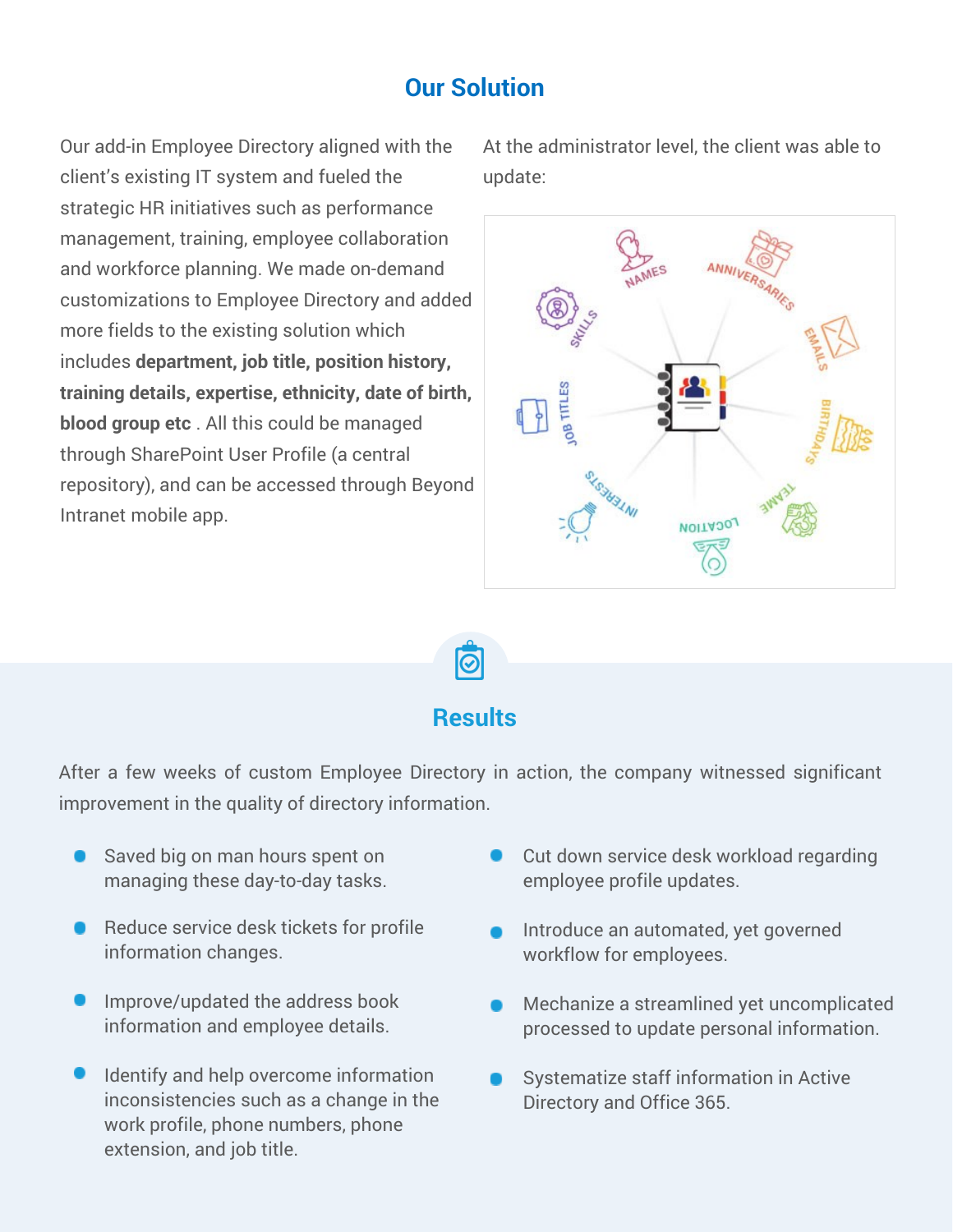## Our Solution

Our add-in Employee Directory aligned with the client's existing IT system and fueled the strategic HR initiatives such as performance management, training, employee collaboration and workforce planning. We made on-demand customizations to Employee Directory and added more fields to the existing solution which includes **department, job title, position history, training details, expertise, ethnicity, date of birth, blood group etc** . All this could be managed through SharePoint User Profile (a central repository), and can be accessed through Beyond Intranet mobile app.

At the administrator level, the client was able to update:

## Results

After a few weeks of custom Employee Directory in action, the company witnessed significant improvement in the quality of directory information.

- Saved big on man hours spent on managing these day-to-day tasks.
- Reduce service desk tickets for profile information changes.
- Improve/updated the address book information and employee details.
- Identify and help overcome information inconsistencies such as a change in the work profile, phone numbers, phone extension, and job title.
- Cut down service desk workload regarding employee profile updates.
- Introduce an automated, yet governed workflow for employees.
- Mechanize a streamlined yet uncomplicated processed to update personal information.
- Systematize staff information in Active Directory and Office 365.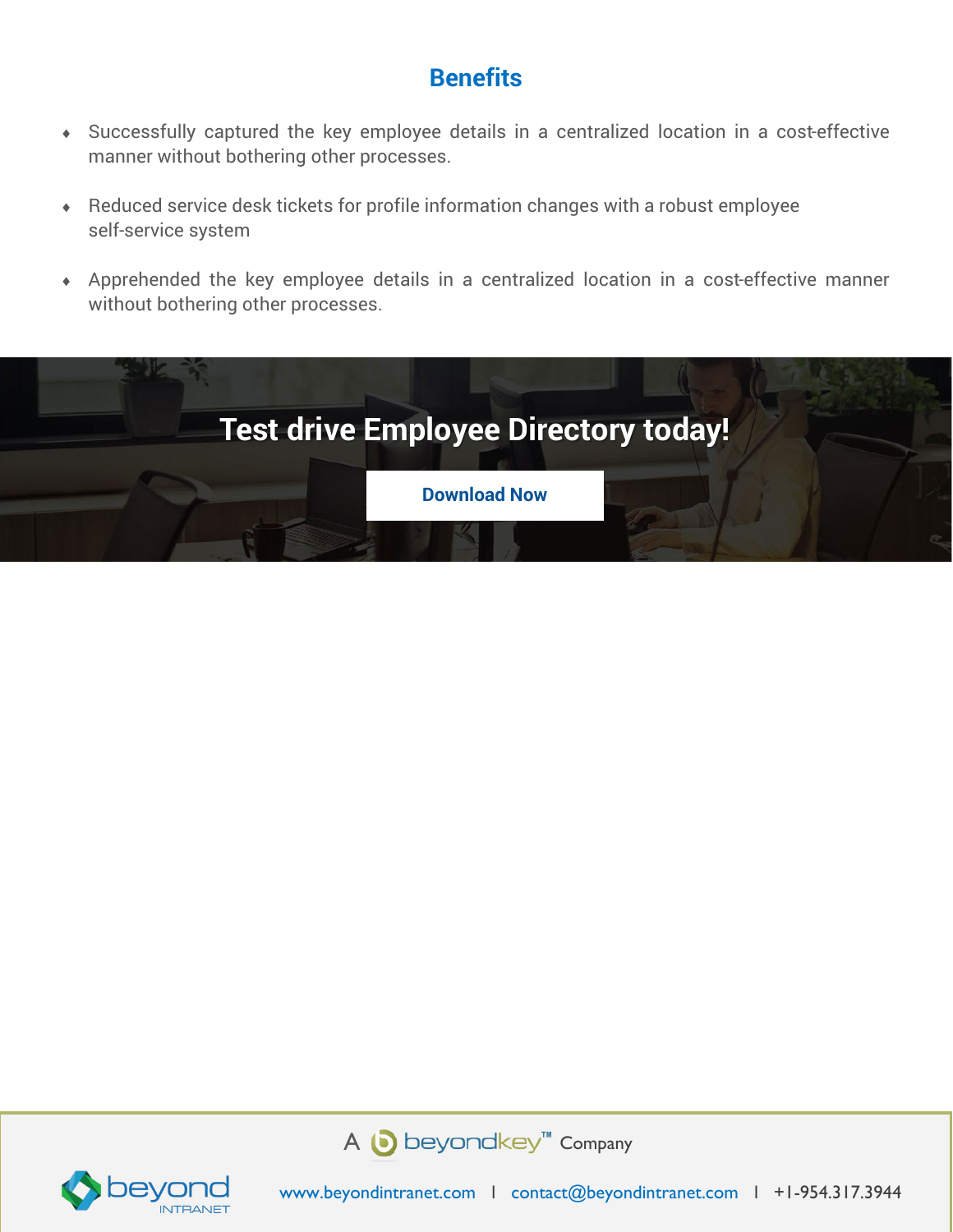## Benefits

- Successfully captured the key employee details in a centralized location in a cost-effective manner without bothering other processes.
- Reduced service desk tickets for profile information changes with a robust employee self-service system
- Apprehended the key employee details in a centralized location in a cost-effective manner without bothering other processes.

**Test drive Employee Directory today!**

**Download Now**

A beyondkey™ Company

beyond INTRANET

www.beyondintranet.com | contact@beyondintranet.com | +1-954.317.3944